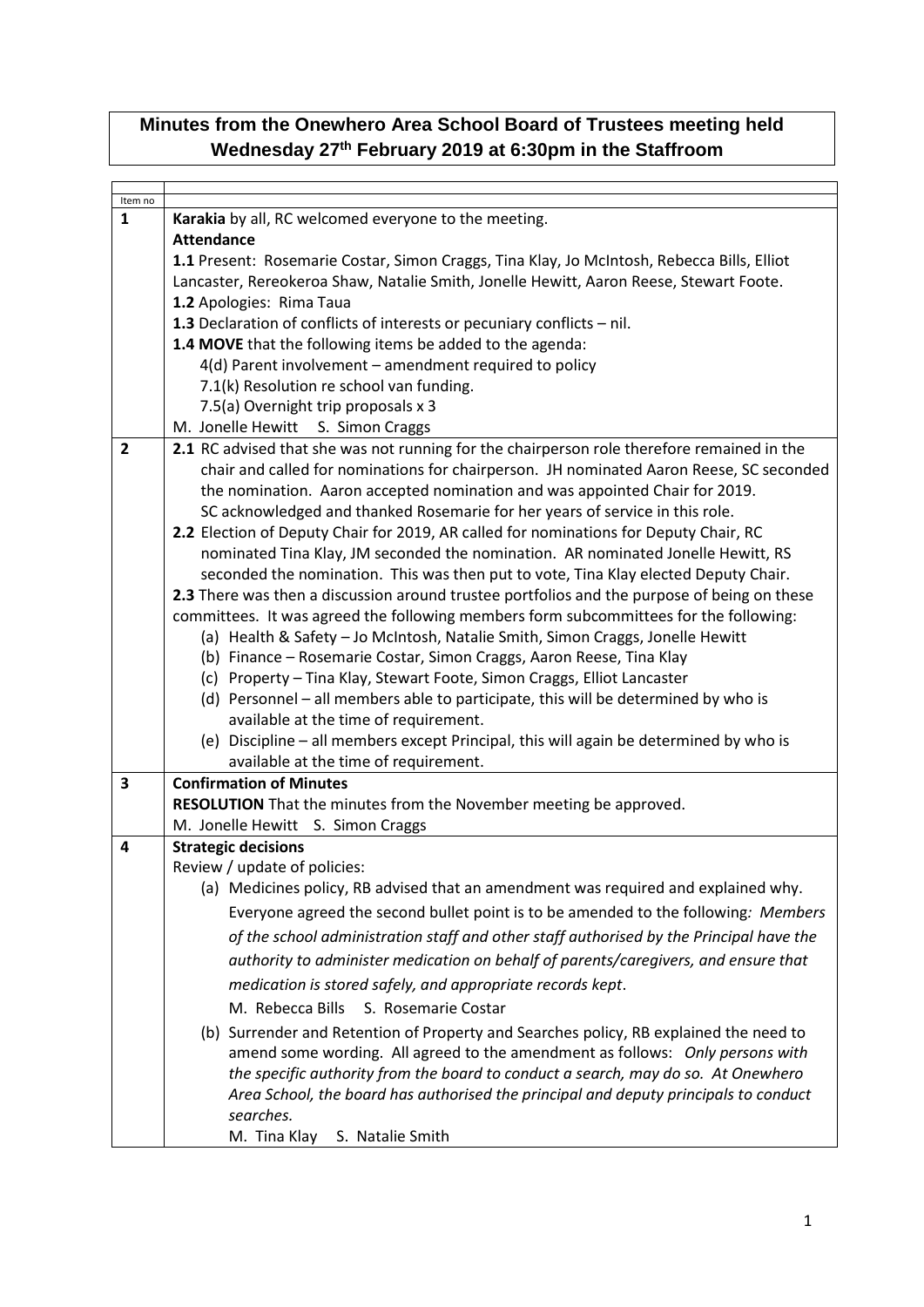# Minutes from the Onewhero Area School Board of Trustees meeting held Wednesday 27th February 2019 at 6:30pm in the Staffroom

| Item no | |
|---|---|
| 1 | **Karakia** by all, RC welcomed everyone to the meeting.<br>**Attendance**<br>**1.1** Present: Rosemarie Costar, Simon Craggs, Tina Klay, Jo McIntosh, Rebecca Bills, Elliot Lancaster, Rereokeroa Shaw, Natalie Smith, Jonelle Hewitt, Aaron Reese, Stewart Foote.<br>**1.2** Apologies: Rima Taua<br>**1.3** Declaration of conflicts of interests or pecuniary conflicts – nil.<br>**1.4 MOVE** that the following items be added to the agenda:<br>4(d) Parent involvement – amendment required to policy<br>7.1(k) Resolution re school van funding.<br>7.5(a) Overnight trip proposals x 3<br>M. Jonelle Hewitt S. Simon Craggs |
| 2 | **2.1** RC advised that she was not running for the chairperson role therefore remained in the chair and called for nominations for chairperson. JH nominated Aaron Reese, SC seconded the nomination. Aaron accepted nomination and was appointed Chair for 2019. SC acknowledged and thanked Rosemarie for her years of service in this role.<br>**2.2** Election of Deputy Chair for 2019, AR called for nominations for Deputy Chair, RC nominated Tina Klay, JM seconded the nomination. AR nominated Jonelle Hewitt, RS seconded the nomination. This was then put to vote, Tina Klay elected Deputy Chair.<br>**2.3** There was then a discussion around trustee portfolios and the purpose of being on these committees. It was agreed the following members form subcommittees for the following:<br>(a) Health & Safety – Jo McIntosh, Natalie Smith, Simon Craggs, Jonelle Hewitt<br>(b) Finance – Rosemarie Costar, Simon Craggs, Aaron Reese, Tina Klay<br>(c) Property – Tina Klay, Stewart Foote, Simon Craggs, Elliot Lancaster<br>(d) Personnel – all members able to participate, this will be determined by who is available at the time of requirement.<br>(e) Discipline – all members except Principal, this will again be determined by who is available at the time of requirement. |
| 3 | **Confirmation of Minutes**<br>**RESOLUTION** That the minutes from the November meeting be approved.<br>M. Jonelle Hewitt S. Simon Craggs |
| 4 | **Strategic decisions**<br>Review / update of policies:<br>(a) Medicines policy, RB advised that an amendment was required and explained why. Everyone agreed the second bullet point is to be amended to the following*: Members of the school administration staff and other staff authorised by the Principal have the authority to administer medication on behalf of parents/caregivers, and ensure that medication is stored safely, and appropriate records kept*.<br>M. Rebecca Bills S. Rosemarie Costar<br>(b) Surrender and Retention of Property and Searches policy, RB explained the need to amend some wording. All agreed to the amendment as follows: *Only persons with the specific authority from the board to conduct a search, may do so. At Onewhero Area School, the board has authorised the principal and deputy principals to conduct searches.*<br>M. Tina Klay S. Natalie Smith |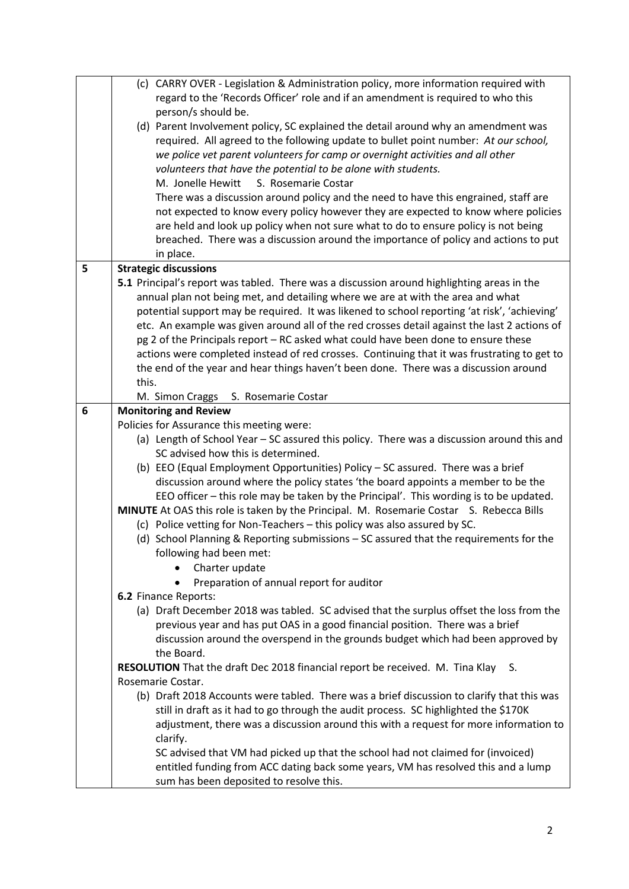| | |
|---|---|
| | (c) CARRY OVER - Legislation & Administration policy, more information required with regard to the 'Records Officer' role and if an amendment is required to who this person/s should be.<br>(d) Parent Involvement policy, SC explained the detail around why an amendment was required. All agreed to the following update to bullet point number: *At our school, we police vet parent volunteers for camp or overnight activities and all other volunteers that have the potential to be alone with students.*<br>M. Jonelle Hewitt S. Rosemarie Costar<br>There was a discussion around policy and the need to have this engrained, staff are not expected to know every policy however they are expected to know where policies are held and look up policy when not sure what to do to ensure policy is not being breached. There was a discussion around the importance of policy and actions to put in place. |
| **5** | **Strategic discussions**<br>**5.1** Principal's report was tabled. There was a discussion around highlighting areas in the annual plan not being met, and detailing where we are at with the area and what potential support may be required. It was likened to school reporting 'at risk', 'achieving' etc. An example was given around all of the red crosses detail against the last 2 actions of pg 2 of the Principals report – RC asked what could have been done to ensure these actions were completed instead of red crosses. Continuing that it was frustrating to get to the end of the year and hear things haven't been done. There was a discussion around this.<br>M. Simon Craggs S. Rosemarie Costar |
| **6** | **Monitoring and Review**<br>Policies for Assurance this meeting were:<br>(a) Length of School Year – SC assured this policy. There was a discussion around this and SC advised how this is determined.<br>(b) EEO (Equal Employment Opportunities) Policy – SC assured. There was a brief discussion around where the policy states 'the board appoints a member to be the EEO officer – this role may be taken by the Principal'. This wording is to be updated.<br>**MINUTE** At OAS this role is taken by the Principal. M. Rosemarie Costar S. Rebecca Bills<br>(c) Police vetting for Non-Teachers – this policy was also assured by SC.<br>(d) School Planning & Reporting submissions – SC assured that the requirements for the following had been met:<br>• Charter update<br>• Preparation of annual report for auditor<br>**6.2** Finance Reports:<br>(a) Draft December 2018 was tabled. SC advised that the surplus offset the loss from the previous year and has put OAS in a good financial position. There was a brief discussion around the overspend in the grounds budget which had been approved by the Board.<br>**RESOLUTION** That the draft Dec 2018 financial report be received. M. Tina Klay S. Rosemarie Costar.<br>(b) Draft 2018 Accounts were tabled. There was a brief discussion to clarify that this was still in draft as it had to go through the audit process. SC highlighted the $170K adjustment, there was a discussion around this with a request for more information to clarify.<br>SC advised that VM had picked up that the school had not claimed for (invoiced) entitled funding from ACC dating back some years, VM has resolved this and a lump sum has been deposited to resolve this. |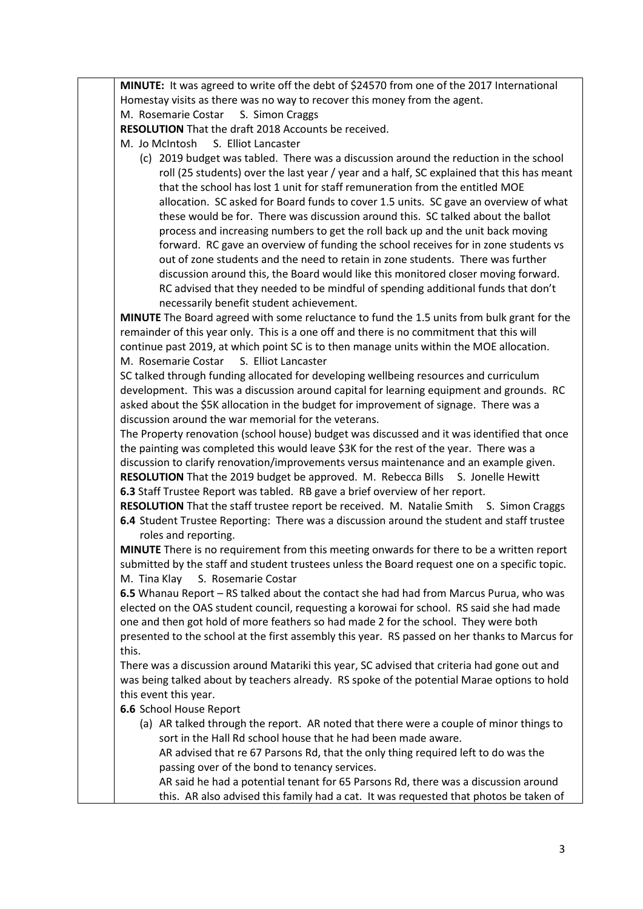**MINUTE:** It was agreed to write off the debt of $24570 from one of the 2017 International Homestay visits as there was no way to recover this money from the agent.
M. Rosemarie Costar S. Simon Craggs

**RESOLUTION** That the draft 2018 Accounts be received.
M. Jo McIntosh S. Elliot Lancaster

(c) 2019 budget was tabled. There was a discussion around the reduction in the school roll (25 students) over the last year / year and a half, SC explained that this has meant that the school has lost 1 unit for staff remuneration from the entitled MOE allocation. SC asked for Board funds to cover 1.5 units. SC gave an overview of what these would be for. There was discussion around this. SC talked about the ballot process and increasing numbers to get the roll back up and the unit back moving forward. RC gave an overview of funding the school receives for in zone students vs out of zone students and the need to retain in zone students. There was further discussion around this, the Board would like this monitored closer moving forward. RC advised that they needed to be mindful of spending additional funds that don't necessarily benefit student achievement.

**MINUTE** The Board agreed with some reluctance to fund the 1.5 units from bulk grant for the remainder of this year only. This is a one off and there is no commitment that this will continue past 2019, at which point SC is to then manage units within the MOE allocation.
M. Rosemarie Costar S. Elliot Lancaster

SC talked through funding allocated for developing wellbeing resources and curriculum development. This was a discussion around capital for learning equipment and grounds. RC asked about the $5K allocation in the budget for improvement of signage. There was a discussion around the war memorial for the veterans.

The Property renovation (school house) budget was discussed and it was identified that once the painting was completed this would leave $3K for the rest of the year. There was a discussion to clarify renovation/improvements versus maintenance and an example given.

**RESOLUTION** That the 2019 budget be approved. M. Rebecca Bills S. Jonelle Hewitt

**6.3** Staff Trustee Report was tabled. RB gave a brief overview of her report.

**RESOLUTION** That the staff trustee report be received. M. Natalie Smith S. Simon Craggs

**6.4** Student Trustee Reporting: There was a discussion around the student and staff trustee roles and reporting.

**MINUTE** There is no requirement from this meeting onwards for there to be a written report submitted by the staff and student trustees unless the Board request one on a specific topic.
M. Tina Klay S. Rosemarie Costar

**6.5** Whanau Report – RS talked about the contact she had had from Marcus Purua, who was elected on the OAS student council, requesting a korowai for school. RS said she had made one and then got hold of more feathers so had made 2 for the school. They were both presented to the school at the first assembly this year. RS passed on her thanks to Marcus for this.

There was a discussion around Matariki this year, SC advised that criteria had gone out and was being talked about by teachers already. RS spoke of the potential Marae options to hold this event this year.

**6.6** School House Report

(a) AR talked through the report. AR noted that there were a couple of minor things to sort in the Hall Rd school house that he had been made aware.
AR advised that re 67 Parsons Rd, that the only thing required left to do was the passing over of the bond to tenancy services.
AR said he had a potential tenant for 65 Parsons Rd, there was a discussion around this. AR also advised this family had a cat. It was requested that photos be taken of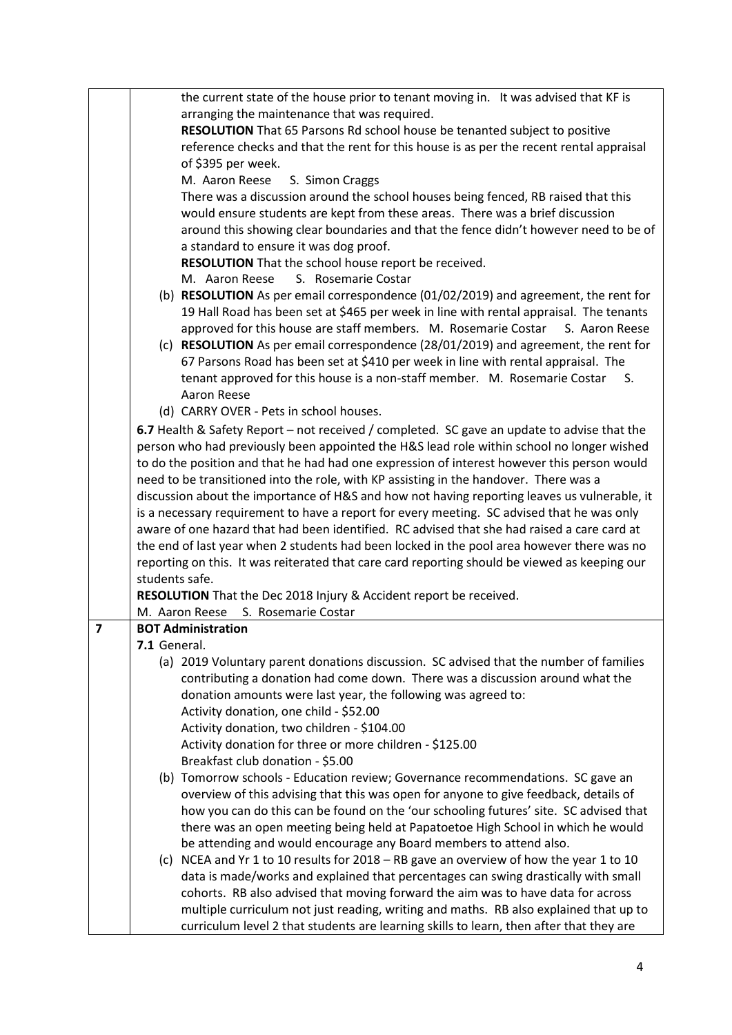the current state of the house prior to tenant moving in. It was advised that KF is arranging the maintenance that was required.

**RESOLUTION** That 65 Parsons Rd school house be tenanted subject to positive reference checks and that the rent for this house is as per the recent rental appraisal of $395 per week.

M. Aaron Reese S. Simon Craggs

There was a discussion around the school houses being fenced, RB raised that this would ensure students are kept from these areas. There was a brief discussion around this showing clear boundaries and that the fence didn't however need to be of a standard to ensure it was dog proof.

**RESOLUTION** That the school house report be received.

M. Aaron Reese S. Rosemarie Costar

(b) **RESOLUTION** As per email correspondence (01/02/2019) and agreement, the rent for 19 Hall Road has been set at $465 per week in line with rental appraisal. The tenants approved for this house are staff members. M. Rosemarie Costar S. Aaron Reese

(c) **RESOLUTION** As per email correspondence (28/01/2019) and agreement, the rent for 67 Parsons Road has been set at $410 per week in line with rental appraisal. The tenant approved for this house is a non-staff member. M. Rosemarie Costar S. Aaron Reese

(d) CARRY OVER - Pets in school houses.

**6.7** Health & Safety Report – not received / completed. SC gave an update to advise that the person who had previously been appointed the H&S lead role within school no longer wished to do the position and that he had had one expression of interest however this person would need to be transitioned into the role, with KP assisting in the handover. There was a discussion about the importance of H&S and how not having reporting leaves us vulnerable, it is a necessary requirement to have a report for every meeting. SC advised that he was only aware of one hazard that had been identified. RC advised that she had raised a care card at the end of last year when 2 students had been locked in the pool area however there was no reporting on this. It was reiterated that care card reporting should be viewed as keeping our students safe.

**RESOLUTION** That the Dec 2018 Injury & Accident report be received.

M. Aaron Reese S. Rosemarie Costar

## 7 BOT Administration

**7.1** General.

(a) 2019 Voluntary parent donations discussion. SC advised that the number of families contributing a donation had come down. There was a discussion around what the donation amounts were last year, the following was agreed to:

Activity donation, one child - $52.00
Activity donation, two children - $104.00
Activity donation for three or more children - $125.00
Breakfast club donation - $5.00

(b) Tomorrow schools - Education review; Governance recommendations. SC gave an overview of this advising that this was open for anyone to give feedback, details of how you can do this can be found on the 'our schooling futures' site. SC advised that there was an open meeting being held at Papatoetoe High School in which he would be attending and would encourage any Board members to attend also.

(c) NCEA and Yr 1 to 10 results for 2018 – RB gave an overview of how the year 1 to 10 data is made/works and explained that percentages can swing drastically with small cohorts. RB also advised that moving forward the aim was to have data for across multiple curriculum not just reading, writing and maths. RB also explained that up to curriculum level 2 that students are learning skills to learn, then after that they are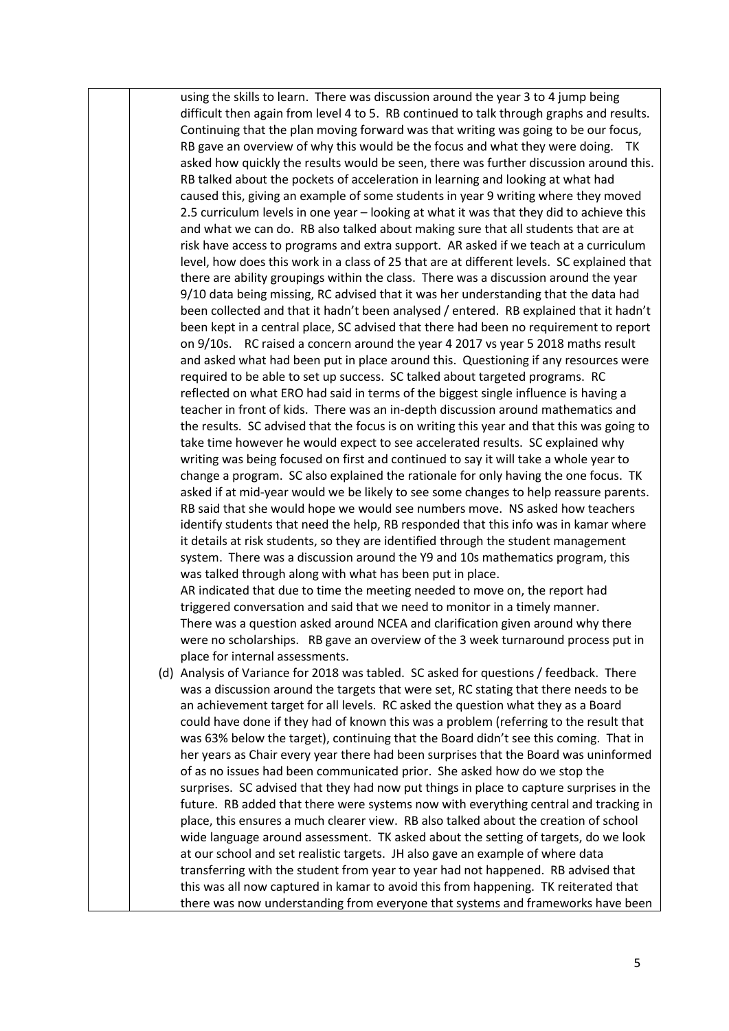using the skills to learn. There was discussion around the year 3 to 4 jump being difficult then again from level 4 to 5. RB continued to talk through graphs and results. Continuing that the plan moving forward was that writing was going to be our focus, RB gave an overview of why this would be the focus and what they were doing. TK asked how quickly the results would be seen, there was further discussion around this. RB talked about the pockets of acceleration in learning and looking at what had caused this, giving an example of some students in year 9 writing where they moved 2.5 curriculum levels in one year – looking at what it was that they did to achieve this and what we can do. RB also talked about making sure that all students that are at risk have access to programs and extra support. AR asked if we teach at a curriculum level, how does this work in a class of 25 that are at different levels. SC explained that there are ability groupings within the class. There was a discussion around the year 9/10 data being missing, RC advised that it was her understanding that the data had been collected and that it hadn't been analysed / entered. RB explained that it hadn't been kept in a central place, SC advised that there had been no requirement to report on 9/10s. RC raised a concern around the year 4 2017 vs year 5 2018 maths result and asked what had been put in place around this. Questioning if any resources were required to be able to set up success. SC talked about targeted programs. RC reflected on what ERO had said in terms of the biggest single influence is having a teacher in front of kids. There was an in-depth discussion around mathematics and the results. SC advised that the focus is on writing this year and that this was going to take time however he would expect to see accelerated results. SC explained why writing was being focused on first and continued to say it will take a whole year to change a program. SC also explained the rationale for only having the one focus. TK asked if at mid-year would we be likely to see some changes to help reassure parents. RB said that she would hope we would see numbers move. NS asked how teachers identify students that need the help, RB responded that this info was in kamar where it details at risk students, so they are identified through the student management system. There was a discussion around the Y9 and 10s mathematics program, this was talked through along with what has been put in place.

AR indicated that due to time the meeting needed to move on, the report had triggered conversation and said that we need to monitor in a timely manner.

There was a question asked around NCEA and clarification given around why there were no scholarships. RB gave an overview of the 3 week turnaround process put in place for internal assessments.

(d) Analysis of Variance for 2018 was tabled. SC asked for questions / feedback. There was a discussion around the targets that were set, RC stating that there needs to be an achievement target for all levels. RC asked the question what they as a Board could have done if they had of known this was a problem (referring to the result that was 63% below the target), continuing that the Board didn't see this coming. That in her years as Chair every year there had been surprises that the Board was uninformed of as no issues had been communicated prior. She asked how do we stop the surprises. SC advised that they had now put things in place to capture surprises in the future. RB added that there were systems now with everything central and tracking in place, this ensures a much clearer view. RB also talked about the creation of school wide language around assessment. TK asked about the setting of targets, do we look at our school and set realistic targets. JH also gave an example of where data transferring with the student from year to year had not happened. RB advised that this was all now captured in kamar to avoid this from happening. TK reiterated that there was now understanding from everyone that systems and frameworks have been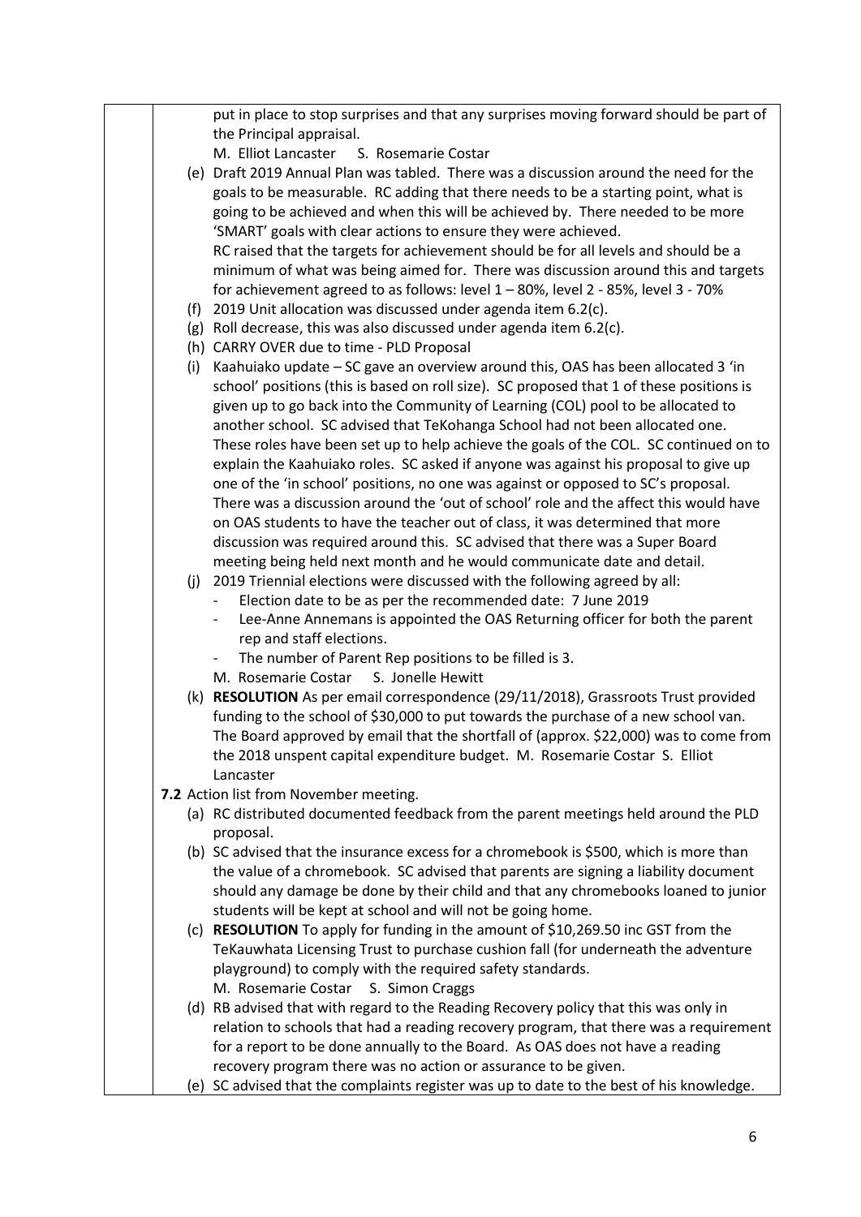put in place to stop surprises and that any surprises moving forward should be part of the Principal appraisal.
M. Elliot Lancaster S. Rosemarie Costar

(e) Draft 2019 Annual Plan was tabled. There was a discussion around the need for the goals to be measurable. RC adding that there needs to be a starting point, what is going to be achieved and when this will be achieved by. There needed to be more 'SMART' goals with clear actions to ensure they were achieved.
RC raised that the targets for achievement should be for all levels and should be a minimum of what was being aimed for. There was discussion around this and targets for achievement agreed to as follows: level 1 – 80%, level 2 - 85%, level 3 - 70%

(f) 2019 Unit allocation was discussed under agenda item 6.2(c).

(g) Roll decrease, this was also discussed under agenda item 6.2(c).

(h) CARRY OVER due to time - PLD Proposal

(i) Kaahuiako update – SC gave an overview around this, OAS has been allocated 3 'in school' positions (this is based on roll size). SC proposed that 1 of these positions is given up to go back into the Community of Learning (COL) pool to be allocated to another school. SC advised that TeKohanga School had not been allocated one. These roles have been set up to help achieve the goals of the COL. SC continued on to explain the Kaahuiako roles. SC asked if anyone was against his proposal to give up one of the 'in school' positions, no one was against or opposed to SC's proposal. There was a discussion around the 'out of school' role and the affect this would have on OAS students to have the teacher out of class, it was determined that more discussion was required around this. SC advised that there was a Super Board meeting being held next month and he would communicate date and detail.

(j) 2019 Triennial elections were discussed with the following agreed by all:
- Election date to be as per the recommended date: 7 June 2019
- Lee-Anne Annemans is appointed the OAS Returning officer for both the parent rep and staff elections.
- The number of Parent Rep positions to be filled is 3.

M. Rosemarie Costar S. Jonelle Hewitt

(k) **RESOLUTION** As per email correspondence (29/11/2018), Grassroots Trust provided funding to the school of $30,000 to put towards the purchase of a new school van. The Board approved by email that the shortfall of (approx. $22,000) was to come from the 2018 unspent capital expenditure budget. M. Rosemarie Costar S. Elliot Lancaster

**7.2** Action list from November meeting.

(a) RC distributed documented feedback from the parent meetings held around the PLD proposal.

(b) SC advised that the insurance excess for a chromebook is $500, which is more than the value of a chromebook. SC advised that parents are signing a liability document should any damage be done by their child and that any chromebooks loaned to junior students will be kept at school and will not be going home.

(c) **RESOLUTION** To apply for funding in the amount of $10,269.50 inc GST from the TeKauwhata Licensing Trust to purchase cushion fall (for underneath the adventure playground) to comply with the required safety standards.
M. Rosemarie Costar S. Simon Craggs

(d) RB advised that with regard to the Reading Recovery policy that this was only in relation to schools that had a reading recovery program, that there was a requirement for a report to be done annually to the Board. As OAS does not have a reading recovery program there was no action or assurance to be given.

(e) SC advised that the complaints register was up to date to the best of his knowledge.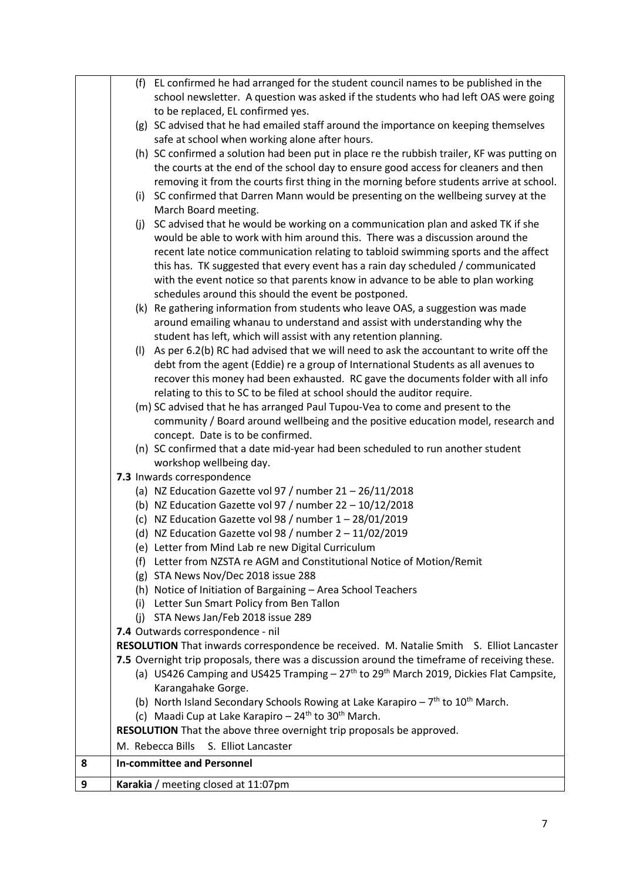| | |
|---|---|
| | (f) EL confirmed he had arranged for the student council names to be published in the school newsletter. A question was asked if the students who had left OAS were going to be replaced, EL confirmed yes.<br>(g) SC advised that he had emailed staff around the importance on keeping themselves safe at school when working alone after hours.<br>(h) SC confirmed a solution had been put in place re the rubbish trailer, KF was putting on the courts at the end of the school day to ensure good access for cleaners and then removing it from the courts first thing in the morning before students arrive at school.<br>(i) SC confirmed that Darren Mann would be presenting on the wellbeing survey at the March Board meeting.<br>(j) SC advised that he would be working on a communication plan and asked TK if she would be able to work with him around this. There was a discussion around the recent late notice communication relating to tabloid swimming sports and the affect this has. TK suggested that every event has a rain day scheduled / communicated with the event notice so that parents know in advance to be able to plan working schedules around this should the event be postponed.<br>(k) Re gathering information from students who leave OAS, a suggestion was made around emailing whanau to understand and assist with understanding why the student has left, which will assist with any retention planning.<br>(l) As per 6.2(b) RC had advised that we will need to ask the accountant to write off the debt from the agent (Eddie) re a group of International Students as all avenues to recover this money had been exhausted. RC gave the documents folder with all info relating to this to SC to be filed at school should the auditor require.<br>(m) SC advised that he has arranged Paul Tupou-Vea to come and present to the community / Board around wellbeing and the positive education model, research and concept. Date is to be confirmed.<br>(n) SC confirmed that a date mid-year had been scheduled to run another student workshop wellbeing day.<br>**7.3** Inwards correspondence<br>(a) NZ Education Gazette vol 97 / number 21 – 26/11/2018<br>(b) NZ Education Gazette vol 97 / number 22 – 10/12/2018<br>(c) NZ Education Gazette vol 98 / number 1 – 28/01/2019<br>(d) NZ Education Gazette vol 98 / number 2 – 11/02/2019<br>(e) Letter from Mind Lab re new Digital Curriculum<br>(f) Letter from NZSTA re AGM and Constitutional Notice of Motion/Remit<br>(g) STA News Nov/Dec 2018 issue 288<br>(h) Notice of Initiation of Bargaining – Area School Teachers<br>(i) Letter Sun Smart Policy from Ben Tallon<br>(j) STA News Jan/Feb 2018 issue 289<br>**7.4** Outwards correspondence - nil<br>**RESOLUTION** That inwards correspondence be received. M. Natalie Smith S. Elliot Lancaster<br>**7.5** Overnight trip proposals, there was a discussion around the timeframe of receiving these.<br>(a) US426 Camping and US425 Tramping – 27th to 29th March 2019, Dickies Flat Campsite, Karangahake Gorge.<br>(b) North Island Secondary Schools Rowing at Lake Karapiro – 7th to 10th March.<br>(c) Maadi Cup at Lake Karapiro – 24th to 30th March.<br>**RESOLUTION** That the above three overnight trip proposals be approved.<br>M. Rebecca Bills S. Elliot Lancaster |
| 8 | **In-committee and Personnel** |
| 9 | **Karakia** / meeting closed at 11:07pm |